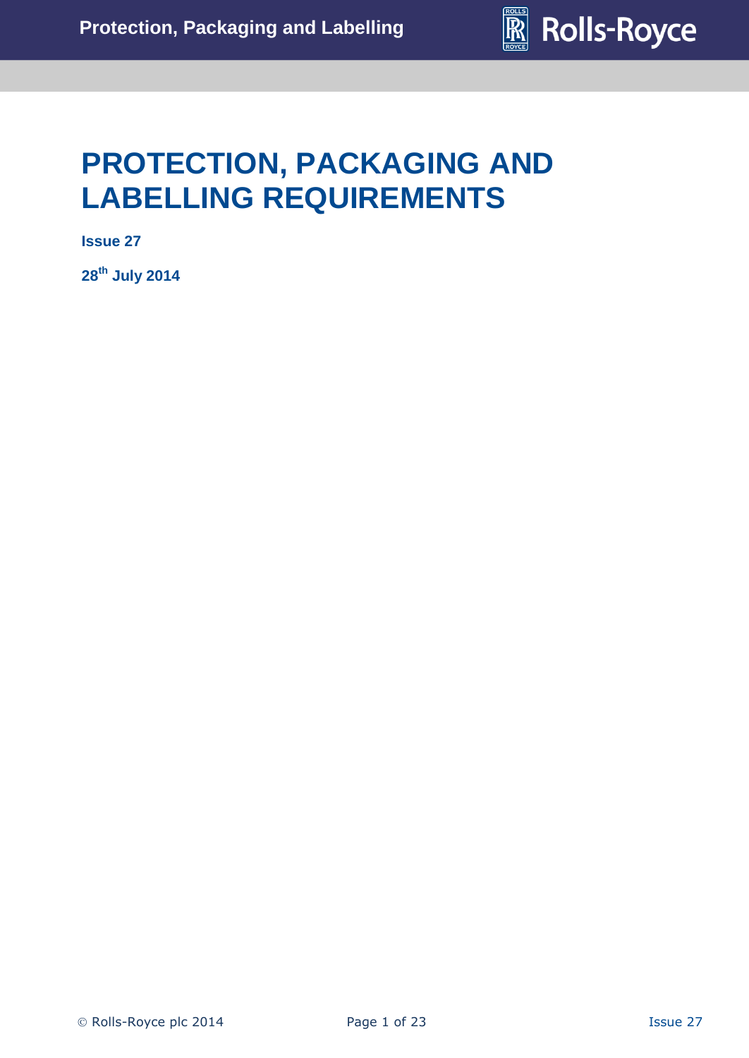# PROTECTION, PACKAGING AND LABELLING REQUIREMENTS

**Issue 27**

**28th July 2014**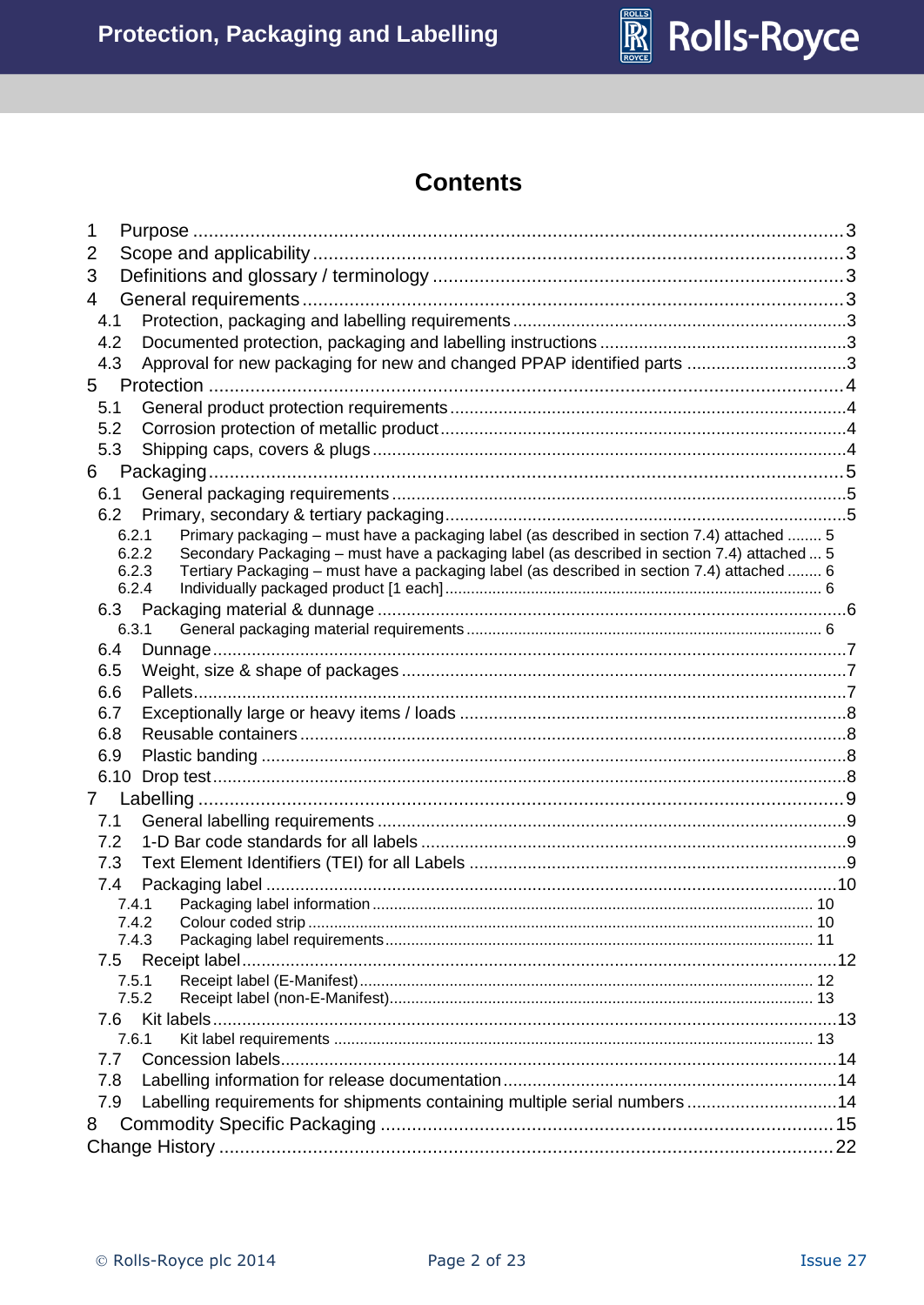# Contents

1 Purpose ..... 3
2 Scope and applicability ..... 3
3 Definitions and glossary / terminology ..... 3
4 General requirements ..... 3
- 4.1 Protection, packaging and labelling requirements ..... 3
- 4.2 Documented protection, packaging and labelling instructions ..... 3
- 4.3 Approval for new packaging for new and changed PPAP identified parts ..... 3

5 Protection ..... 4
- 5.1 General product protection requirements ..... 4
- 5.2 Corrosion protection of metallic product ..... 4
- 5.3 Shipping caps, covers & plugs ..... 4

6 Packaging ..... 5
- 6.1 General packaging requirements ..... 5
- 6.2 Primary, secondary & tertiary packaging ..... 5
  - 6.2.1 Primary packaging – must have a packaging label (as described in section 7.4) attached ..... 5
  - 6.2.2 Secondary Packaging – must have a packaging label (as described in section 7.4) attached ..... 5
  - 6.2.3 Tertiary Packaging – must have a packaging label (as described in section 7.4) attached ..... 6
  - 6.2.4 Individually packaged product [1 each] ..... 6
- 6.3 Packaging material & dunnage ..... 6
  - 6.3.1 General packaging material requirements ..... 6
- 6.4 Dunnage ..... 7
- 6.5 Weight, size & shape of packages ..... 7
- 6.6 Pallets ..... 7
- 6.7 Exceptionally large or heavy items / loads ..... 8
- 6.8 Reusable containers ..... 8
- 6.9 Plastic banding ..... 8
- 6.10 Drop test ..... 8

7 Labelling ..... 9
- 7.1 General labelling requirements ..... 9
- 7.2 1-D Bar code standards for all labels ..... 9
- 7.3 Text Element Identifiers (TEI) for all Labels ..... 9
- 7.4 Packaging label ..... 10
  - 7.4.1 Packaging label information ..... 10
  - 7.4.2 Colour coded strip ..... 10
  - 7.4.3 Packaging label requirements ..... 11
- 7.5 Receipt label ..... 12
  - 7.5.1 Receipt label (E-Manifest) ..... 12
  - 7.5.2 Receipt label (non-E-Manifest) ..... 13
- 7.6 Kit labels ..... 13
  - 7.6.1 Kit label requirements ..... 13
- 7.7 Concession labels ..... 14
- 7.8 Labelling information for release documentation ..... 14
- 7.9 Labelling requirements for shipments containing multiple serial numbers ..... 14

8 Commodity Specific Packaging ..... 15

Change History ..... 22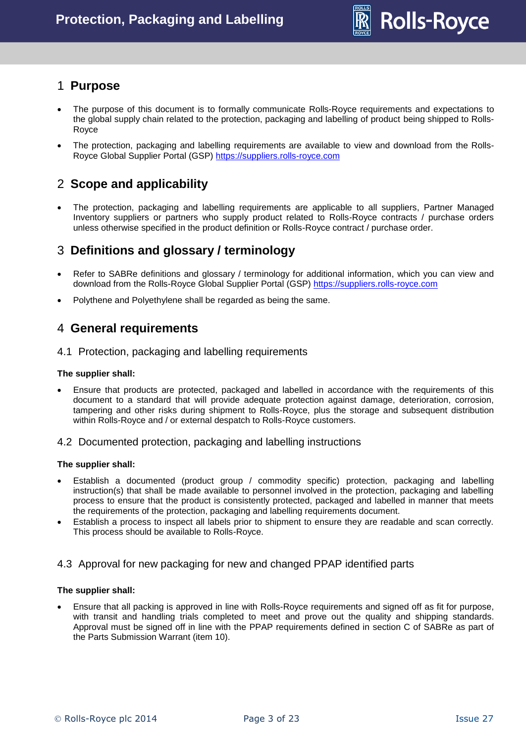## 1 Purpose

- The purpose of this document is to formally communicate Rolls-Royce requirements and expectations to the global supply chain related to the protection, packaging and labelling of product being shipped to Rolls-Royce
- The protection, packaging and labelling requirements are available to view and download from the Rolls-Royce Global Supplier Portal (GSP) https://suppliers.rolls-royce.com

## 2 Scope and applicability

- The protection, packaging and labelling requirements are applicable to all suppliers, Partner Managed Inventory suppliers or partners who supply product related to Rolls-Royce contracts / purchase orders unless otherwise specified in the product definition or Rolls-Royce contract / purchase order.

## 3 Definitions and glossary / terminology

- Refer to SABRe definitions and glossary / terminology for additional information, which you can view and download from the Rolls-Royce Global Supplier Portal (GSP) https://suppliers.rolls-royce.com
- Polythene and Polyethylene shall be regarded as being the same.

## 4 General requirements

### 4.1 Protection, packaging and labelling requirements

**The supplier shall:**

- Ensure that products are protected, packaged and labelled in accordance with the requirements of this document to a standard that will provide adequate protection against damage, deterioration, corrosion, tampering and other risks during shipment to Rolls-Royce, plus the storage and subsequent distribution within Rolls-Royce and / or external despatch to Rolls-Royce customers.

### 4.2 Documented protection, packaging and labelling instructions

**The supplier shall:**

- Establish a documented (product group / commodity specific) protection, packaging and labelling instruction(s) that shall be made available to personnel involved in the protection, packaging and labelling process to ensure that the product is consistently protected, packaged and labelled in manner that meets the requirements of the protection, packaging and labelling requirements document.
- Establish a process to inspect all labels prior to shipment to ensure they are readable and scan correctly. This process should be available to Rolls-Royce.

### 4.3 Approval for new packaging for new and changed PPAP identified parts

**The supplier shall:**

- Ensure that all packing is approved in line with Rolls-Royce requirements and signed off as fit for purpose, with transit and handling trials completed to meet and prove out the quality and shipping standards. Approval must be signed off in line with the PPAP requirements defined in section C of SABRe as part of the Parts Submission Warrant (item 10).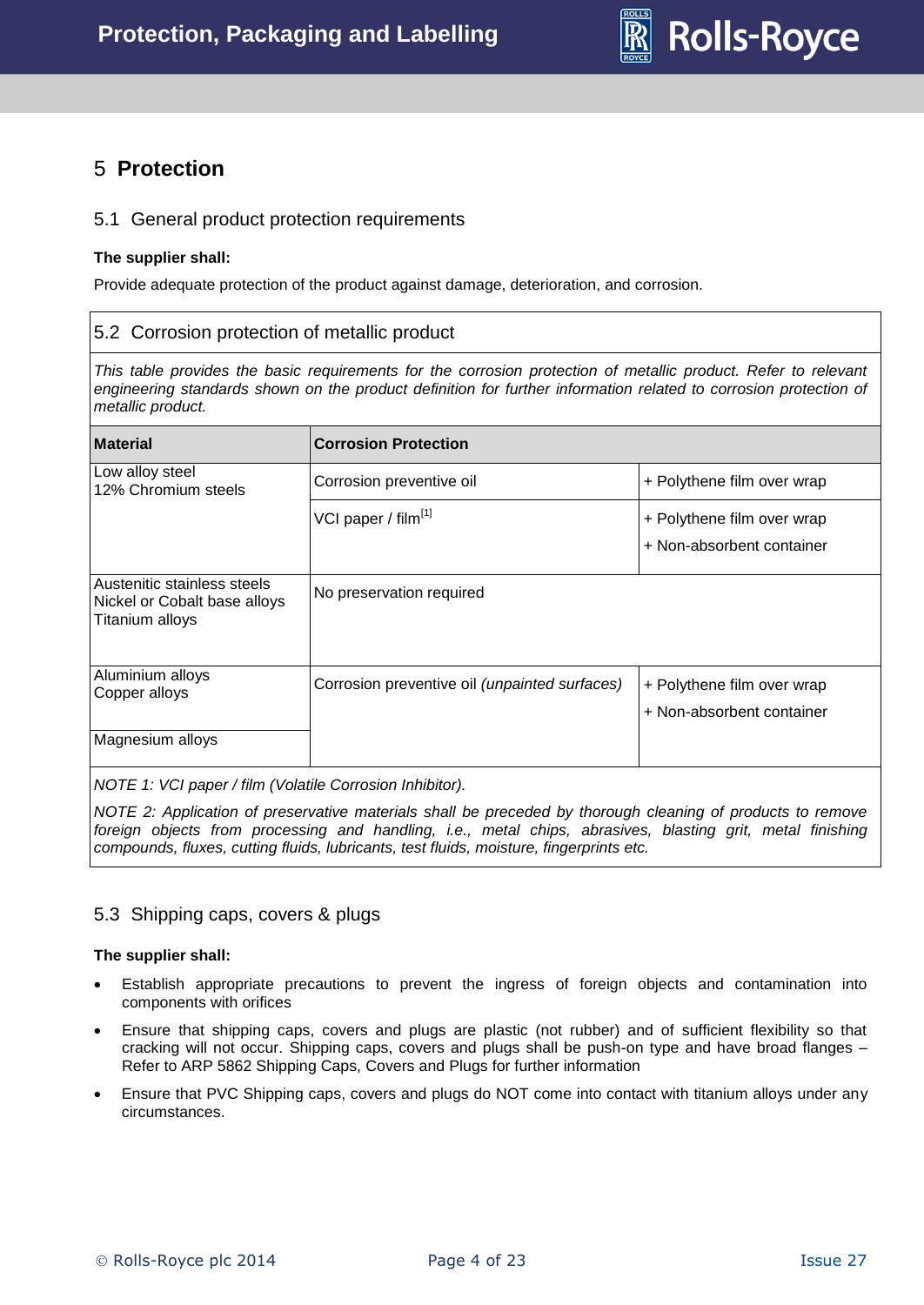# 5 Protection

## 5.1 General product protection requirements

**The supplier shall:**

Provide adequate protection of the product against damage, deterioration, and corrosion.

## 5.2 Corrosion protection of metallic product

*This table provides the basic requirements for the corrosion protection of metallic product. Refer to relevant engineering standards shown on the product definition for further information related to corrosion protection of metallic product.*

| Material | Corrosion Protection | |
|---|---|---|
| Low alloy steel<br>12% Chromium steels | Corrosion preventive oil | + Polythene film over wrap |
| | VCI paper / film[1] | + Polythene film over wrap<br>+ Non-absorbent container |
| Austenitic stainless steels<br>Nickel or Cobalt base alloys<br>Titanium alloys | No preservation required | |
| Aluminium alloys<br>Copper alloys | Corrosion preventive oil *(unpainted surfaces)* | + Polythene film over wrap<br>+ Non-absorbent container |
| Magnesium alloys | | |

*NOTE 1: VCI paper / film (Volatile Corrosion Inhibitor).*

*NOTE 2: Application of preservative materials shall be preceded by thorough cleaning of products to remove foreign objects from processing and handling, i.e., metal chips, abrasives, blasting grit, metal finishing compounds, fluxes, cutting fluids, lubricants, test fluids, moisture, fingerprints etc.*

## 5.3 Shipping caps, covers & plugs

**The supplier shall:**

- Establish appropriate precautions to prevent the ingress of foreign objects and contamination into components with orifices
- Ensure that shipping caps, covers and plugs are plastic (not rubber) and of sufficient flexibility so that cracking will not occur. Shipping caps, covers and plugs shall be push-on type and have broad flanges – Refer to ARP 5862 Shipping Caps, Covers and Plugs for further information
- Ensure that PVC Shipping caps, covers and plugs do NOT come into contact with titanium alloys under any circumstances.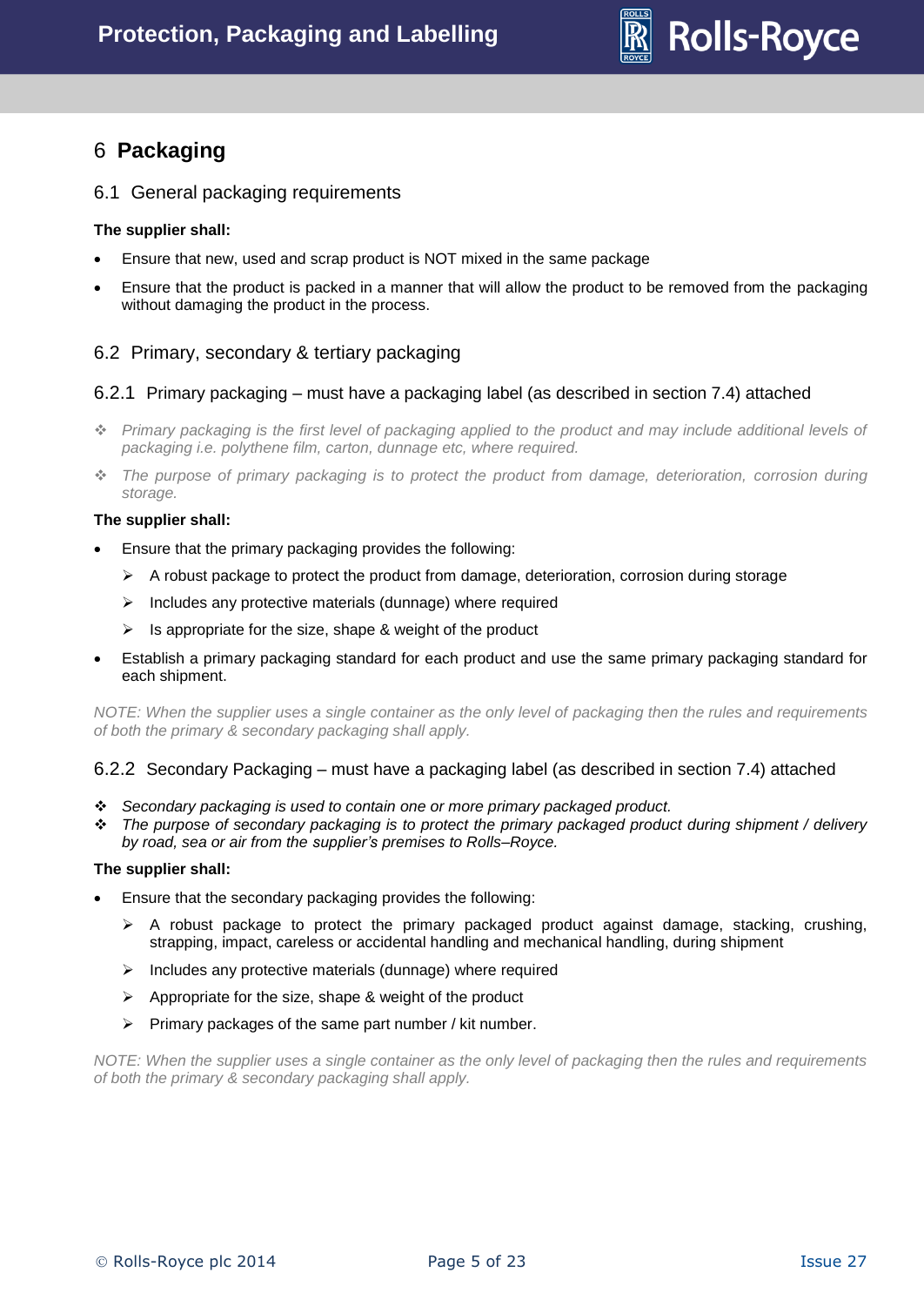# 6 Packaging

## 6.1 General packaging requirements

**The supplier shall:**

- Ensure that new, used and scrap product is NOT mixed in the same package
- Ensure that the product is packed in a manner that will allow the product to be removed from the packaging without damaging the product in the process.

## 6.2 Primary, secondary & tertiary packaging

### 6.2.1 Primary packaging – must have a packaging label (as described in section 7.4) attached

- *Primary packaging is the first level of packaging applied to the product and may include additional levels of packaging i.e. polythene film, carton, dunnage etc, where required.*
- *The purpose of primary packaging is to protect the product from damage, deterioration, corrosion during storage.*

**The supplier shall:**

- Ensure that the primary packaging provides the following:
  - A robust package to protect the product from damage, deterioration, corrosion during storage
  - Includes any protective materials (dunnage) where required
  - Is appropriate for the size, shape & weight of the product
- Establish a primary packaging standard for each product and use the same primary packaging standard for each shipment.

*NOTE: When the supplier uses a single container as the only level of packaging then the rules and requirements of both the primary & secondary packaging shall apply.*

### 6.2.2 Secondary Packaging – must have a packaging label (as described in section 7.4) attached

- *Secondary packaging is used to contain one or more primary packaged product.*
- *The purpose of secondary packaging is to protect the primary packaged product during shipment / delivery by road, sea or air from the supplier's premises to Rolls–Royce.*

**The supplier shall:**

- Ensure that the secondary packaging provides the following:
  - A robust package to protect the primary packaged product against damage, stacking, crushing, strapping, impact, careless or accidental handling and mechanical handling, during shipment
  - Includes any protective materials (dunnage) where required
  - Appropriate for the size, shape & weight of the product
  - Primary packages of the same part number / kit number.

*NOTE: When the supplier uses a single container as the only level of packaging then the rules and requirements of both the primary & secondary packaging shall apply.*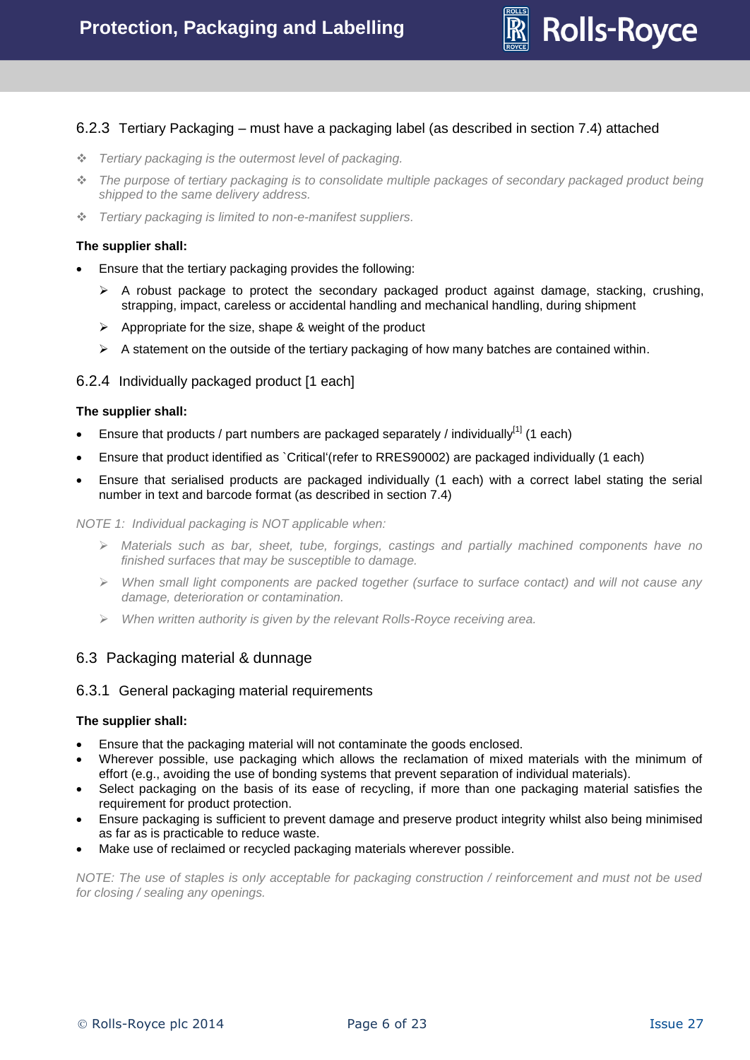### 6.2.3 Tertiary Packaging – must have a packaging label (as described in section 7.4) attached

- *Tertiary packaging is the outermost level of packaging.*
- *The purpose of tertiary packaging is to consolidate multiple packages of secondary packaged product being shipped to the same delivery address.*
- *Tertiary packaging is limited to non-e-manifest suppliers.*

**The supplier shall:**

- Ensure that the tertiary packaging provides the following:
  - A robust package to protect the secondary packaged product against damage, stacking, crushing, strapping, impact, careless or accidental handling and mechanical handling, during shipment
  - Appropriate for the size, shape & weight of the product
  - A statement on the outside of the tertiary packaging of how many batches are contained within.

### 6.2.4 Individually packaged product [1 each]

**The supplier shall:**

- Ensure that products / part numbers are packaged separately / individually[1] (1 each)
- Ensure that product identified as `Critical'(refer to RRES90002) are packaged individually (1 each)
- Ensure that serialised products are packaged individually (1 each) with a correct label stating the serial number in text and barcode format (as described in section 7.4)

*NOTE 1: Individual packaging is NOT applicable when:*

- *Materials such as bar, sheet, tube, forgings, castings and partially machined components have no finished surfaces that may be susceptible to damage.*
- *When small light components are packed together (surface to surface contact) and will not cause any damage, deterioration or contamination.*
- *When written authority is given by the relevant Rolls-Royce receiving area.*

## 6.3 Packaging material & dunnage

### 6.3.1 General packaging material requirements

**The supplier shall:**

- Ensure that the packaging material will not contaminate the goods enclosed.
- Wherever possible, use packaging which allows the reclamation of mixed materials with the minimum of effort (e.g., avoiding the use of bonding systems that prevent separation of individual materials).
- Select packaging on the basis of its ease of recycling, if more than one packaging material satisfies the requirement for product protection.
- Ensure packaging is sufficient to prevent damage and preserve product integrity whilst also being minimised as far as is practicable to reduce waste.
- Make use of reclaimed or recycled packaging materials wherever possible.

*NOTE: The use of staples is only acceptable for packaging construction / reinforcement and must not be used for closing / sealing any openings.*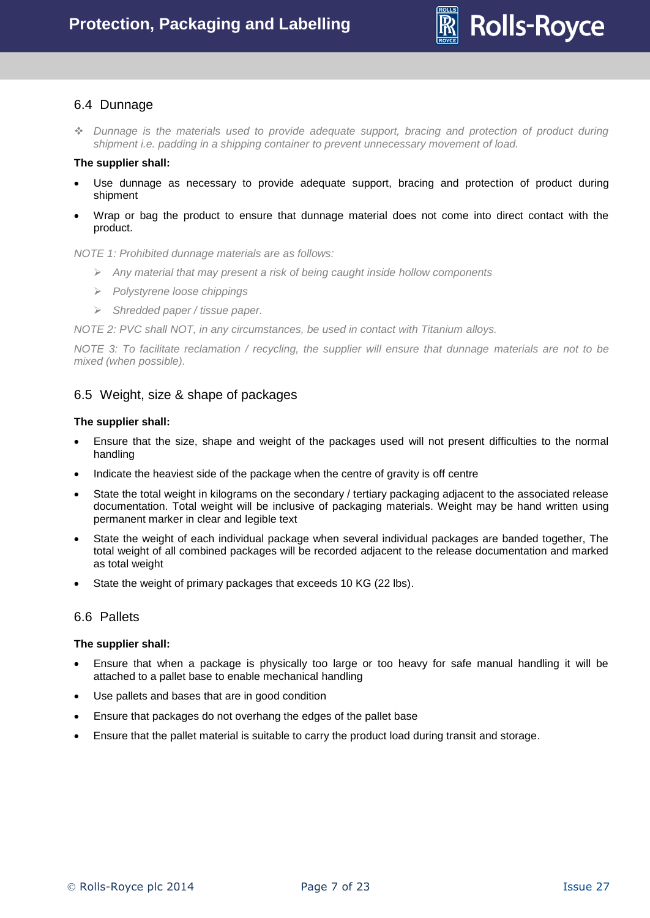## 6.4 Dunnage

❖ *Dunnage is the materials used to provide adequate support, bracing and protection of product during shipment i.e. padding in a shipping container to prevent unnecessary movement of load.*

**The supplier shall:**

- Use dunnage as necessary to provide adequate support, bracing and protection of product during shipment
- Wrap or bag the product to ensure that dunnage material does not come into direct contact with the product.

*NOTE 1: Prohibited dunnage materials are as follows:*

- *Any material that may present a risk of being caught inside hollow components*
- *Polystyrene loose chippings*
- *Shredded paper / tissue paper.*

*NOTE 2: PVC shall NOT, in any circumstances, be used in contact with Titanium alloys.*

*NOTE 3: To facilitate reclamation / recycling, the supplier will ensure that dunnage materials are not to be mixed (when possible).*

## 6.5 Weight, size & shape of packages

**The supplier shall:**

- Ensure that the size, shape and weight of the packages used will not present difficulties to the normal handling
- Indicate the heaviest side of the package when the centre of gravity is off centre
- State the total weight in kilograms on the secondary / tertiary packaging adjacent to the associated release documentation. Total weight will be inclusive of packaging materials. Weight may be hand written using permanent marker in clear and legible text
- State the weight of each individual package when several individual packages are banded together, The total weight of all combined packages will be recorded adjacent to the release documentation and marked as total weight
- State the weight of primary packages that exceeds 10 KG (22 lbs).

## 6.6 Pallets

**The supplier shall:**

- Ensure that when a package is physically too large or too heavy for safe manual handling it will be attached to a pallet base to enable mechanical handling
- Use pallets and bases that are in good condition
- Ensure that packages do not overhang the edges of the pallet base
- Ensure that the pallet material is suitable to carry the product load during transit and storage.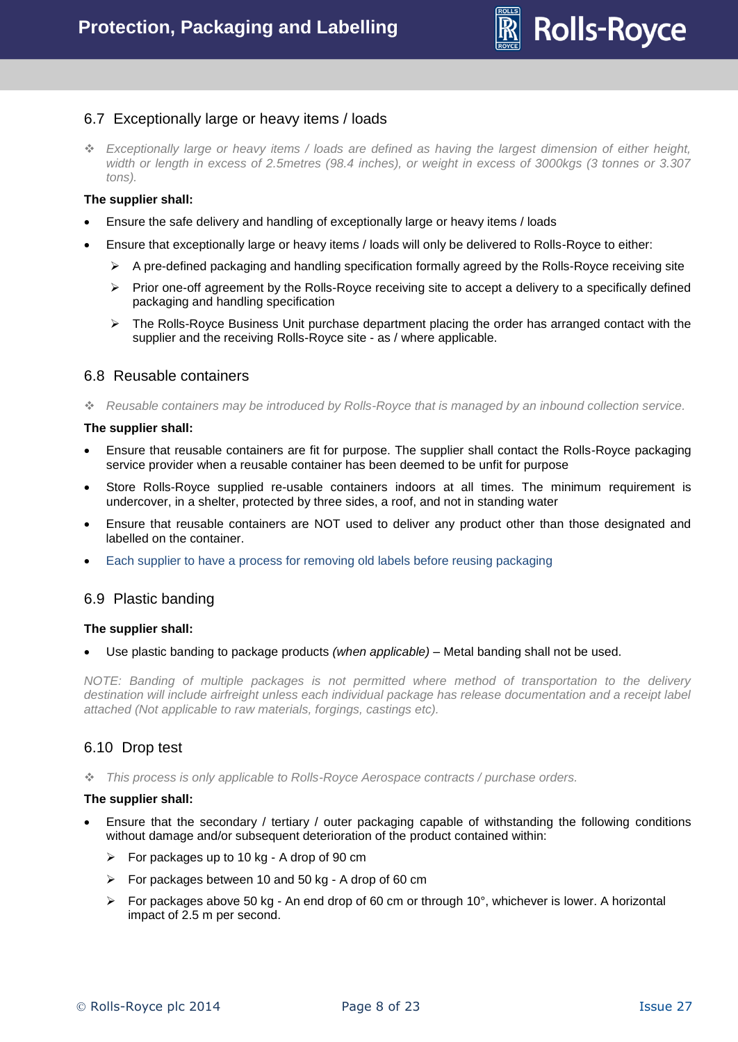## 6.7 Exceptionally large or heavy items / loads

❖ *Exceptionally large or heavy items / loads are defined as having the largest dimension of either height, width or length in excess of 2.5metres (98.4 inches), or weight in excess of 3000kgs (3 tonnes or 3.307 tons).*

**The supplier shall:**

- Ensure the safe delivery and handling of exceptionally large or heavy items / loads
- Ensure that exceptionally large or heavy items / loads will only be delivered to Rolls-Royce to either:
  - ➢ A pre-defined packaging and handling specification formally agreed by the Rolls-Royce receiving site
  - ➢ Prior one-off agreement by the Rolls-Royce receiving site to accept a delivery to a specifically defined packaging and handling specification
  - ➢ The Rolls-Royce Business Unit purchase department placing the order has arranged contact with the supplier and the receiving Rolls-Royce site - as / where applicable.

## 6.8 Reusable containers

❖ *Reusable containers may be introduced by Rolls-Royce that is managed by an inbound collection service.*

**The supplier shall:**

- Ensure that reusable containers are fit for purpose. The supplier shall contact the Rolls-Royce packaging service provider when a reusable container has been deemed to be unfit for purpose
- Store Rolls-Royce supplied re-usable containers indoors at all times. The minimum requirement is undercover, in a shelter, protected by three sides, a roof, and not in standing water
- Ensure that reusable containers are NOT used to deliver any product other than those designated and labelled on the container.
- Each supplier to have a process for removing old labels before reusing packaging

## 6.9 Plastic banding

**The supplier shall:**

- Use plastic banding to package products *(when applicable)* – Metal banding shall not be used.

*NOTE: Banding of multiple packages is not permitted where method of transportation to the delivery destination will include airfreight unless each individual package has release documentation and a receipt label attached (Not applicable to raw materials, forgings, castings etc).*

## 6.10 Drop test

❖ *This process is only applicable to Rolls-Royce Aerospace contracts / purchase orders.*

**The supplier shall:**

- Ensure that the secondary / tertiary / outer packaging capable of withstanding the following conditions without damage and/or subsequent deterioration of the product contained within:
  - ➢ For packages up to 10 kg - A drop of 90 cm
  - ➢ For packages between 10 and 50 kg - A drop of 60 cm
  - ➢ For packages above 50 kg - An end drop of 60 cm or through 10°, whichever is lower. A horizontal impact of 2.5 m per second.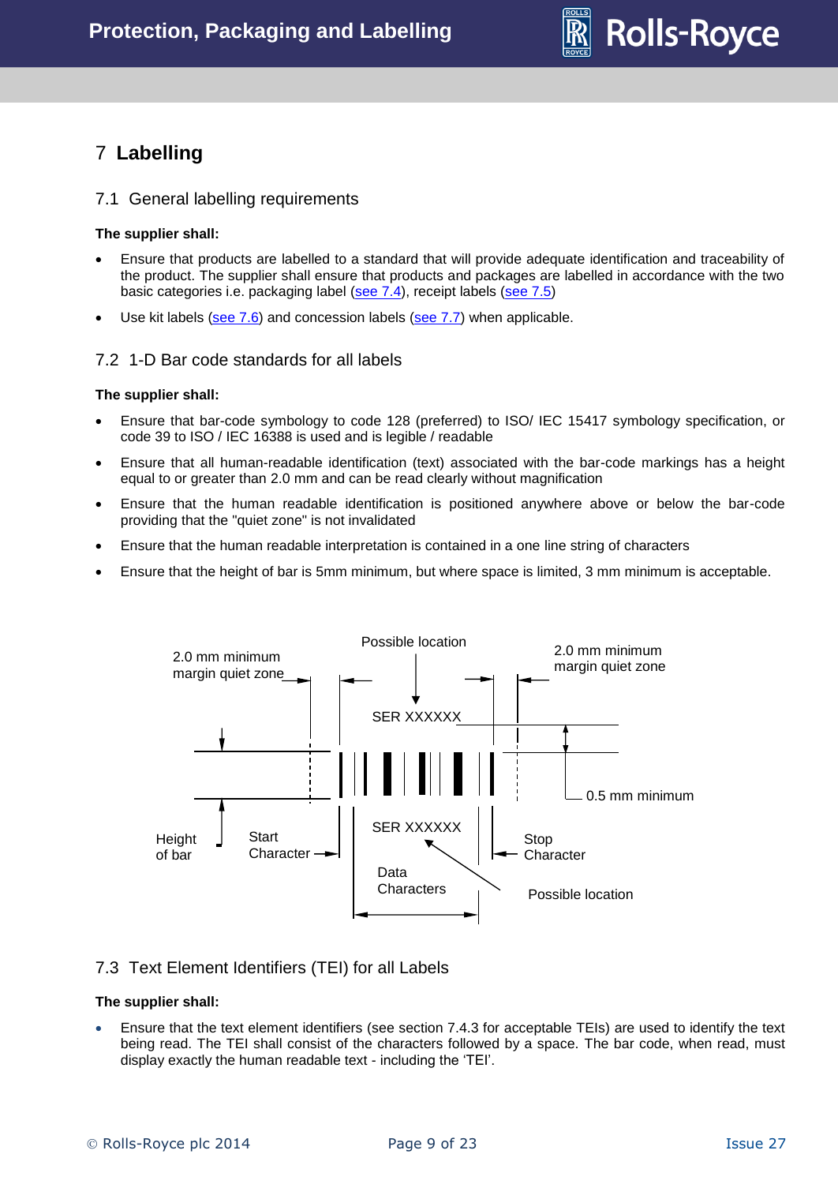# 7 Labelling

## 7.1 General labelling requirements

**The supplier shall:**

- Ensure that products are labelled to a standard that will provide adequate identification and traceability of the product. The supplier shall ensure that products and packages are labelled in accordance with the two basic categories i.e. packaging label (see 7.4), receipt labels (see 7.5)
- Use kit labels (see 7.6) and concession labels (see 7.7) when applicable.

## 7.2 1-D Bar code standards for all labels

**The supplier shall:**

- Ensure that bar-code symbology to code 128 (preferred) to ISO/ IEC 15417 symbology specification, or code 39 to ISO / IEC 16388 is used and is legible / readable
- Ensure that all human-readable identification (text) associated with the bar-code markings has a height equal to or greater than 2.0 mm and can be read clearly without magnification
- Ensure that the human readable identification is positioned anywhere above or below the bar-code providing that the "quiet zone" is not invalidated
- Ensure that the human readable interpretation is contained in a one line string of characters
- Ensure that the height of bar is 5mm minimum, but where space is limited, 3 mm minimum is acceptable.

2.0 mm minimum margin quiet zone | Possible location | 2.0 mm minimum margin quiet zone

SER XXXXXX

Height of bar | Start Character | Data Characters | Stop Character | 0.5 mm minimum

SER XXXXXX

Possible location

## 7.3 Text Element Identifiers (TEI) for all Labels

**The supplier shall:**

- Ensure that the text element identifiers (see section 7.4.3 for acceptable TEIs) are used to identify the text being read. The TEI shall consist of the characters followed by a space. The bar code, when read, must display exactly the human readable text - including the 'TEI'.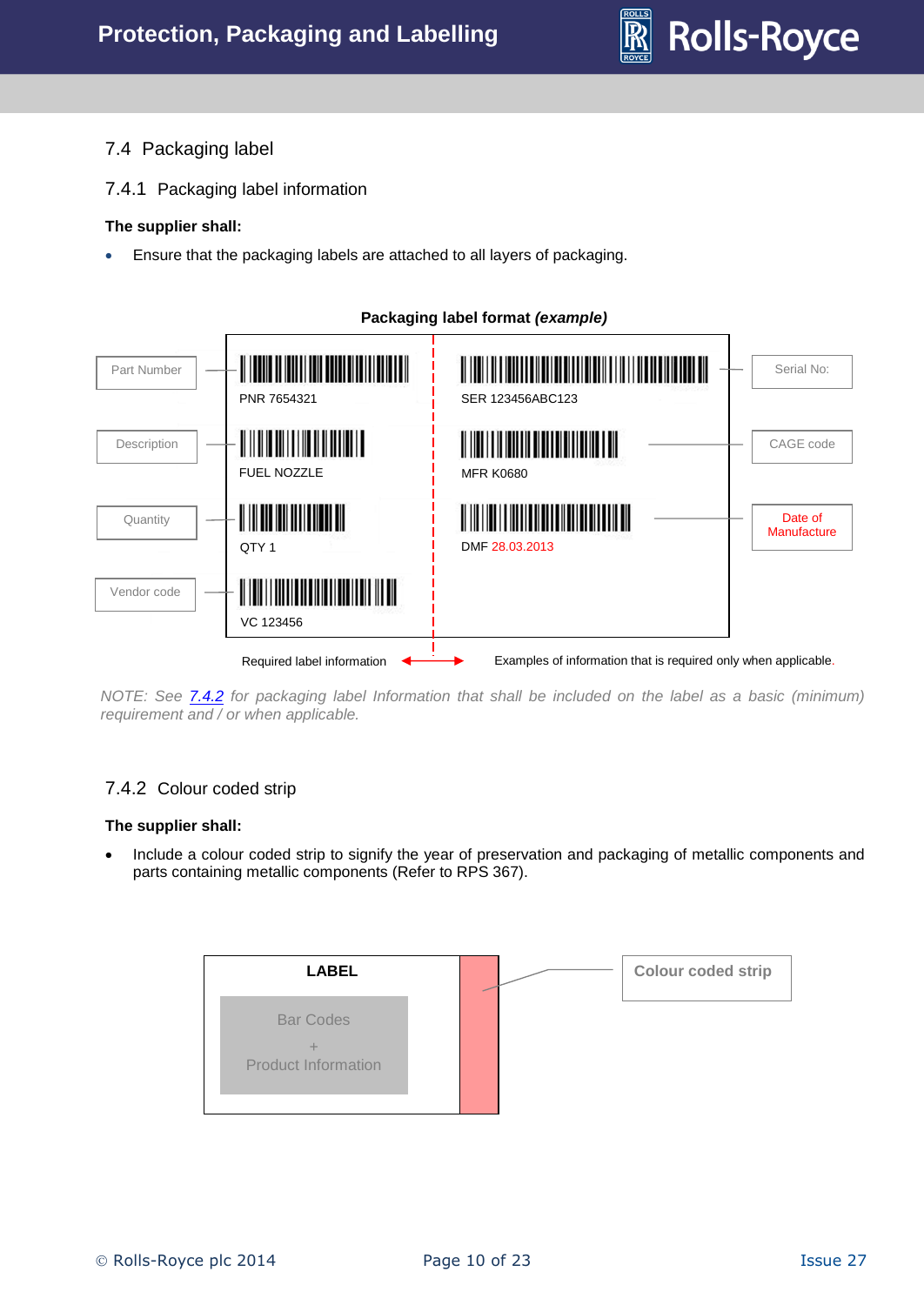## 7.4 Packaging label

### 7.4.1 Packaging label information

**The supplier shall:**

- Ensure that the packaging labels are attached to all layers of packaging.

**Packaging label format *(example)***

| Label field | Label content | Label content | Label field |
|---|---|---|---|
| Part Number | PNR 7654321 | SER 123456ABC123 | Serial No: |
| Description | FUEL NOZZLE | MFR K0680 | CAGE code |
| Quantity | QTY 1 | DMF 28.03.2013 | Date of Manufacture |
| Vendor code | VC 123456 | | |

Required label information ←→ Examples of information that is required only when applicable.

*NOTE: See 7.4.2 for packaging label Information that shall be included on the label as a basic (minimum) requirement and / or when applicable.*

### 7.4.2 Colour coded strip

**The supplier shall:**

- Include a colour coded strip to signify the year of preservation and packaging of metallic components and parts containing metallic components (Refer to RPS 367).

**LABEL**

Bar Codes + Product Information

Colour coded strip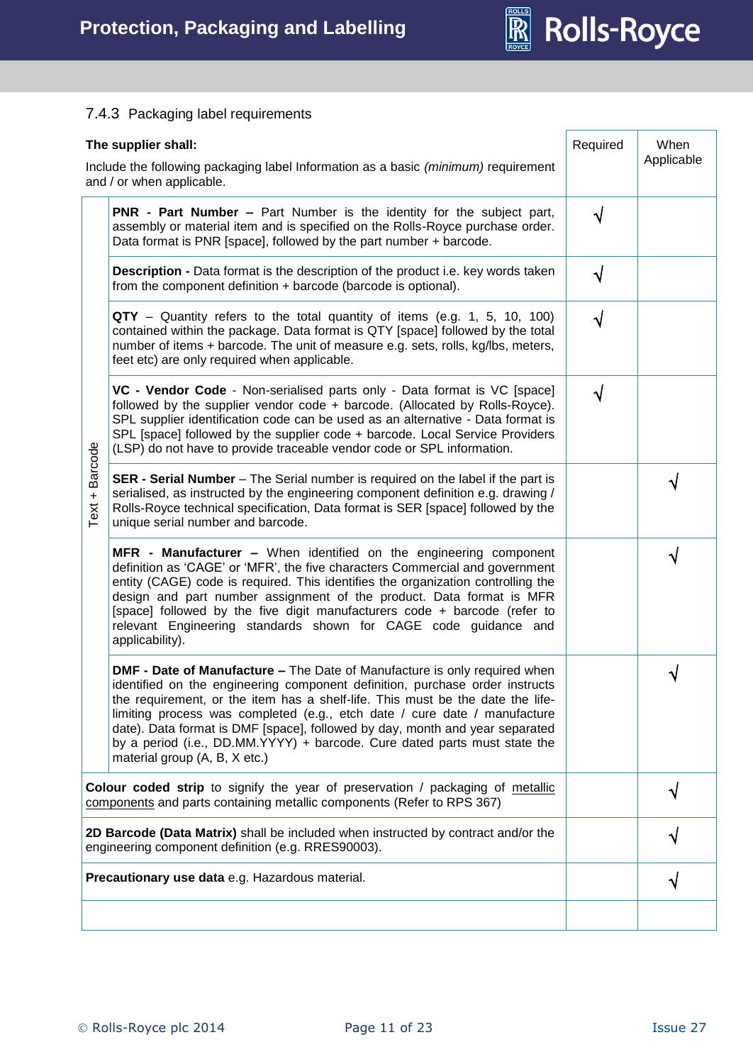### 7.4.3 Packaging label requirements

| **The supplier shall:** Include the following packaging label Information as a basic *(minimum)* requirement and / or when applicable. | | Required | When Applicable |
|---|---|---|---|
| Text + Barcode | **PNR - Part Number –** Part Number is the identity for the subject part, assembly or material item and is specified on the Rolls-Royce purchase order. Data format is PNR [space], followed by the part number + barcode. | √ | |
| | **Description -** Data format is the description of the product i.e. key words taken from the component definition + barcode (barcode is optional). | √ | |
| | **QTY** – Quantity refers to the total quantity of items (e.g. 1, 5, 10, 100) contained within the package. Data format is QTY [space] followed by the total number of items + barcode. The unit of measure e.g. sets, rolls, kg/lbs, meters, feet etc) are only required when applicable. | √ | |
| | **VC - Vendor Code** - Non-serialised parts only - Data format is VC [space] followed by the supplier vendor code + barcode. (Allocated by Rolls-Royce). SPL supplier identification code can be used as an alternative - Data format is SPL [space] followed by the supplier code + barcode. Local Service Providers (LSP) do not have to provide traceable vendor code or SPL information. | √ | |
| | **SER - Serial Number** – The Serial number is required on the label if the part is serialised, as instructed by the engineering component definition e.g. drawing / Rolls-Royce technical specification, Data format is SER [space] followed by the unique serial number and barcode. | | √ |
| | **MFR - Manufacturer –** When identified on the engineering component definition as 'CAGE' or 'MFR', the five characters Commercial and government entity (CAGE) code is required. This identifies the organization controlling the design and part number assignment of the product. Data format is MFR [space] followed by the five digit manufacturers code + barcode (refer to relevant Engineering standards shown for CAGE code guidance and applicability). | | √ |
| | **DMF - Date of Manufacture –** The Date of Manufacture is only required when identified on the engineering component definition, purchase order instructs the requirement, or the item has a shelf-life. This must be the date the life-limiting process was completed (e.g., etch date / cure date / manufacture date). Data format is DMF [space], followed by day, month and year separated by a period (i.e., DD.MM.YYYY) + barcode. Cure dated parts must state the material group (A, B, X etc.) | | √ |
| **Colour coded strip** to signify the year of preservation / packaging of metallic components and parts containing metallic components (Refer to RPS 367) | | | √ |
| **2D Barcode (Data Matrix)** shall be included when instructed by contract and/or the engineering component definition (e.g. RRES90003). | | | √ |
| **Precautionary use data** e.g. Hazardous material. | | | √ |
| | | | |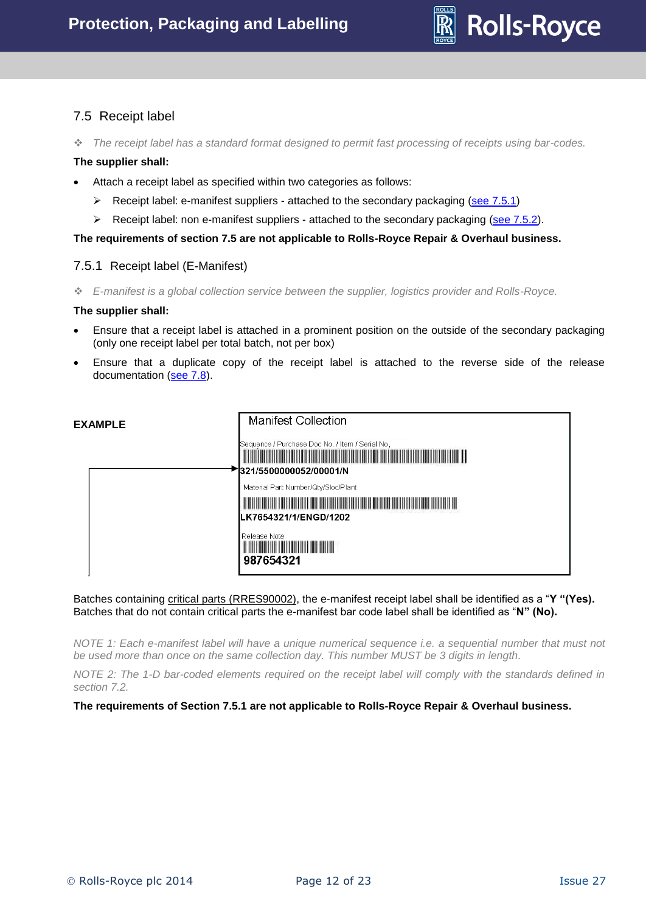## 7.5 Receipt label

❖ *The receipt label has a standard format designed to permit fast processing of receipts using bar-codes.*

**The supplier shall:**

- Attach a receipt label as specified within two categories as follows:
  - ➢ Receipt label: e-manifest suppliers - attached to the secondary packaging (see 7.5.1)
  - ➢ Receipt label: non e-manifest suppliers - attached to the secondary packaging (see 7.5.2).

**The requirements of section 7.5 are not applicable to Rolls-Royce Repair & Overhaul business.**

### 7.5.1 Receipt label (E-Manifest)

❖ *E-manifest is a global collection service between the supplier, logistics provider and Rolls-Royce.*

**The supplier shall:**

- Ensure that a receipt label is attached in a prominent position on the outside of the secondary packaging (only one receipt label per total batch, not per box)
- Ensure that a duplicate copy of the receipt label is attached to the reverse side of the release documentation (see 7.8).

**EXAMPLE**

Manifest Collection

Sequence / Purchase Doc No. / Item / Serial No.

321/5500000052/00001/N

Material Part Number/Qty/Sloc/Plant

LK7654321/1/ENGD/1202

Release Note

987654321

Batches containing critical parts (RRES90002), the e-manifest receipt label shall be identified as a "**Y "(Yes).** Batches that do not contain critical parts the e-manifest bar code label shall be identified as "**N" (No).**

*NOTE 1: Each e-manifest label will have a unique numerical sequence i.e. a sequential number that must not be used more than once on the same collection day. This number MUST be 3 digits in length.*

*NOTE 2: The 1-D bar-coded elements required on the receipt label will comply with the standards defined in section 7.2.*

**The requirements of Section 7.5.1 are not applicable to Rolls-Royce Repair & Overhaul business.**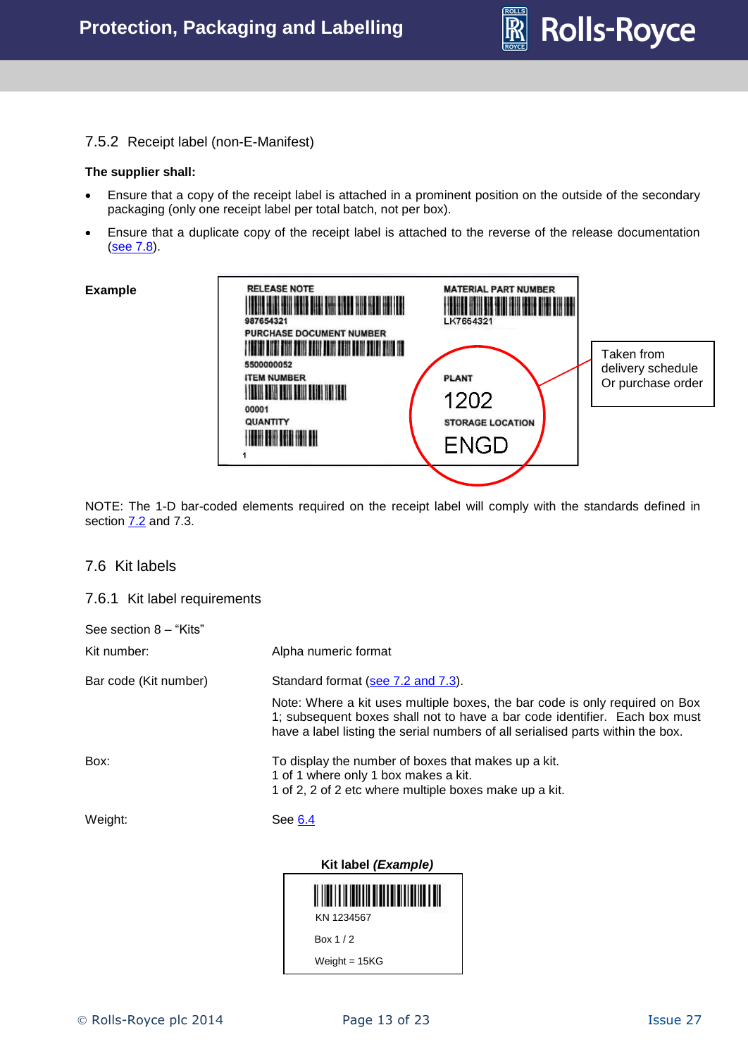### 7.5.2 Receipt label (non-E-Manifest)

**The supplier shall:**

- Ensure that a copy of the receipt label is attached in a prominent position on the outside of the secondary packaging (only one receipt label per total batch, not per box).
- Ensure that a duplicate copy of the receipt label is attached to the reverse of the release documentation (see 7.8).

**Example**

RELEASE NOTE
987654321
PURCHASE DOCUMENT NUMBER
5500000052
ITEM NUMBER
00001
QUANTITY
1

MATERIAL PART NUMBER
LK7654321
PLANT
1202
STORAGE LOCATION
ENGD

Taken from delivery schedule Or purchase order

NOTE: The 1-D bar-coded elements required on the receipt label will comply with the standards defined in section 7.2 and 7.3.

## 7.6 Kit labels

### 7.6.1 Kit label requirements

See section 8 – "Kits"

| | |
|---|---|
| Kit number: | Alpha numeric format |
| Bar code (Kit number) | Standard format (see 7.2 and 7.3). Note: Where a kit uses multiple boxes, the bar code is only required on Box 1; subsequent boxes shall not to have a bar code identifier. Each box must have a label listing the serial numbers of all serialised parts within the box. |
| Box: | To display the number of boxes that makes up a kit. 1 of 1 where only 1 box makes a kit. 1 of 2, 2 of 2 etc where multiple boxes make up a kit. |
| Weight: | See 6.4 |

**Kit label *(Example)***

KN 1234567

Box 1 / 2

Weight = 15KG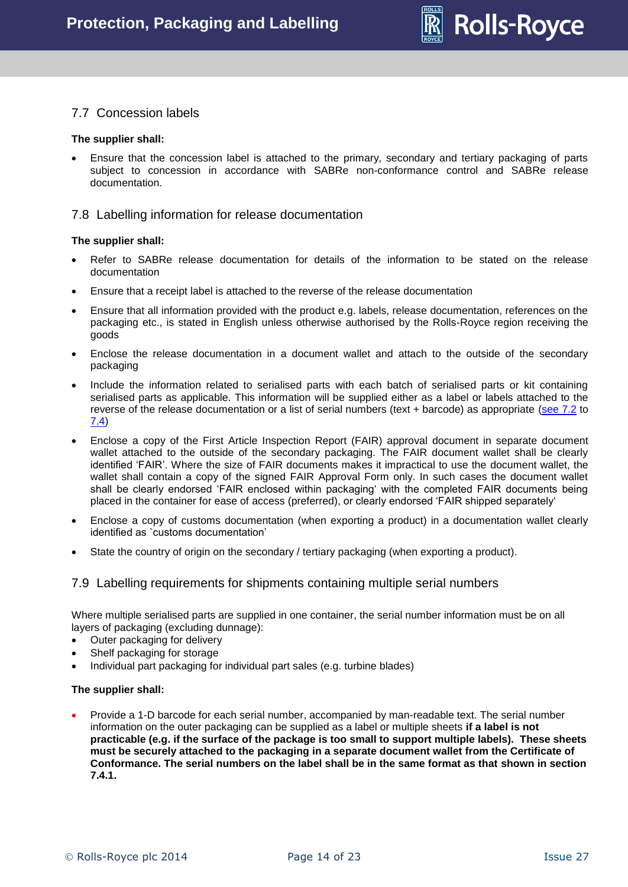## 7.7 Concession labels

**The supplier shall:**

- Ensure that the concession label is attached to the primary, secondary and tertiary packaging of parts subject to concession in accordance with SABRe non-conformance control and SABRe release documentation.

## 7.8 Labelling information for release documentation

**The supplier shall:**

- Refer to SABRe release documentation for details of the information to be stated on the release documentation
- Ensure that a receipt label is attached to the reverse of the release documentation
- Ensure that all information provided with the product e.g. labels, release documentation, references on the packaging etc., is stated in English unless otherwise authorised by the Rolls-Royce region receiving the goods
- Enclose the release documentation in a document wallet and attach to the outside of the secondary packaging
- Include the information related to serialised parts with each batch of serialised parts or kit containing serialised parts as applicable. This information will be supplied either as a label or labels attached to the reverse of the release documentation or a list of serial numbers (text + barcode) as appropriate (see 7.2 to 7.4)
- Enclose a copy of the First Article Inspection Report (FAIR) approval document in separate document wallet attached to the outside of the secondary packaging. The FAIR document wallet shall be clearly identified 'FAIR'. Where the size of FAIR documents makes it impractical to use the document wallet, the wallet shall contain a copy of the signed FAIR Approval Form only. In such cases the document wallet shall be clearly endorsed 'FAIR enclosed within packaging' with the completed FAIR documents being placed in the container for ease of access (preferred), or clearly endorsed 'FAIR shipped separately'
- Enclose a copy of customs documentation (when exporting a product) in a documentation wallet clearly identified as `customs documentation'
- State the country of origin on the secondary / tertiary packaging (when exporting a product).

## 7.9 Labelling requirements for shipments containing multiple serial numbers

Where multiple serialised parts are supplied in one container, the serial number information must be on all layers of packaging (excluding dunnage):

- Outer packaging for delivery
- Shelf packaging for storage
- Individual part packaging for individual part sales (e.g. turbine blades)

**The supplier shall:**

- Provide a 1-D barcode for each serial number, accompanied by man-readable text. The serial number information on the outer packaging can be supplied as a label or multiple sheets **if a label is not practicable (e.g. if the surface of the package is too small to support multiple labels). These sheets must be securely attached to the packaging in a separate document wallet from the Certificate of Conformance. The serial numbers on the label shall be in the same format as that shown in section 7.4.1.**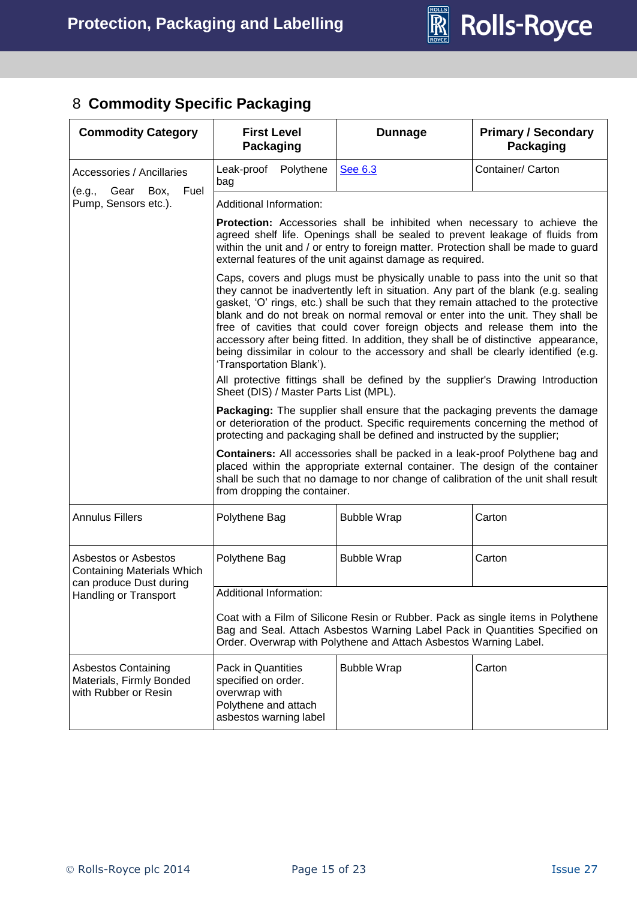## 8 Commodity Specific Packaging

| Commodity Category | First Level Packaging | Dunnage | Primary / Secondary Packaging |
|---|---|---|---|
| Accessories / Ancillaries (e.g., Gear Box, Fuel Pump, Sensors etc.). | Leak-proof Polythene bag | See 6.3 | Container/ Carton |
| | Additional Information:<br><br>**Protection:** Accessories shall be inhibited when necessary to achieve the agreed shelf life. Openings shall be sealed to prevent leakage of fluids from within the unit and / or entry to foreign matter. Protection shall be made to guard external features of the unit against damage as required.<br><br>Caps, covers and plugs must be physically unable to pass into the unit so that they cannot be inadvertently left in situation. Any part of the blank (e.g. sealing gasket, 'O' rings, etc.) shall be such that they remain attached to the protective blank and do not break on normal removal or enter into the unit. They shall be free of cavities that could cover foreign objects and release them into the accessory after being fitted. In addition, they shall be of distinctive appearance, being dissimilar in colour to the accessory and shall be clearly identified (e.g. 'Transportation Blank').<br><br>All protective fittings shall be defined by the supplier's Drawing Introduction Sheet (DIS) / Master Parts List (MPL).<br><br>**Packaging:** The supplier shall ensure that the packaging prevents the damage or deterioration of the product. Specific requirements concerning the method of protecting and packaging shall be defined and instructed by the supplier;<br><br>**Containers:** All accessories shall be packed in a leak-proof Polythene bag and placed within the appropriate external container. The design of the container shall be such that no damage to nor change of calibration of the unit shall result from dropping the container. | | |
| Annulus Fillers | Polythene Bag | Bubble Wrap | Carton |
| Asbestos or Asbestos Containing Materials Which can produce Dust during Handling or Transport | Polythene Bag | Bubble Wrap | Carton |
| | Additional Information:<br><br>Coat with a Film of Silicone Resin or Rubber. Pack as single items in Polythene Bag and Seal. Attach Asbestos Warning Label Pack in Quantities Specified on Order. Overwrap with Polythene and Attach Asbestos Warning Label. | | |
| Asbestos Containing Materials, Firmly Bonded with Rubber or Resin | Pack in Quantities specified on order. overwrap with Polythene and attach asbestos warning label | Bubble Wrap | Carton |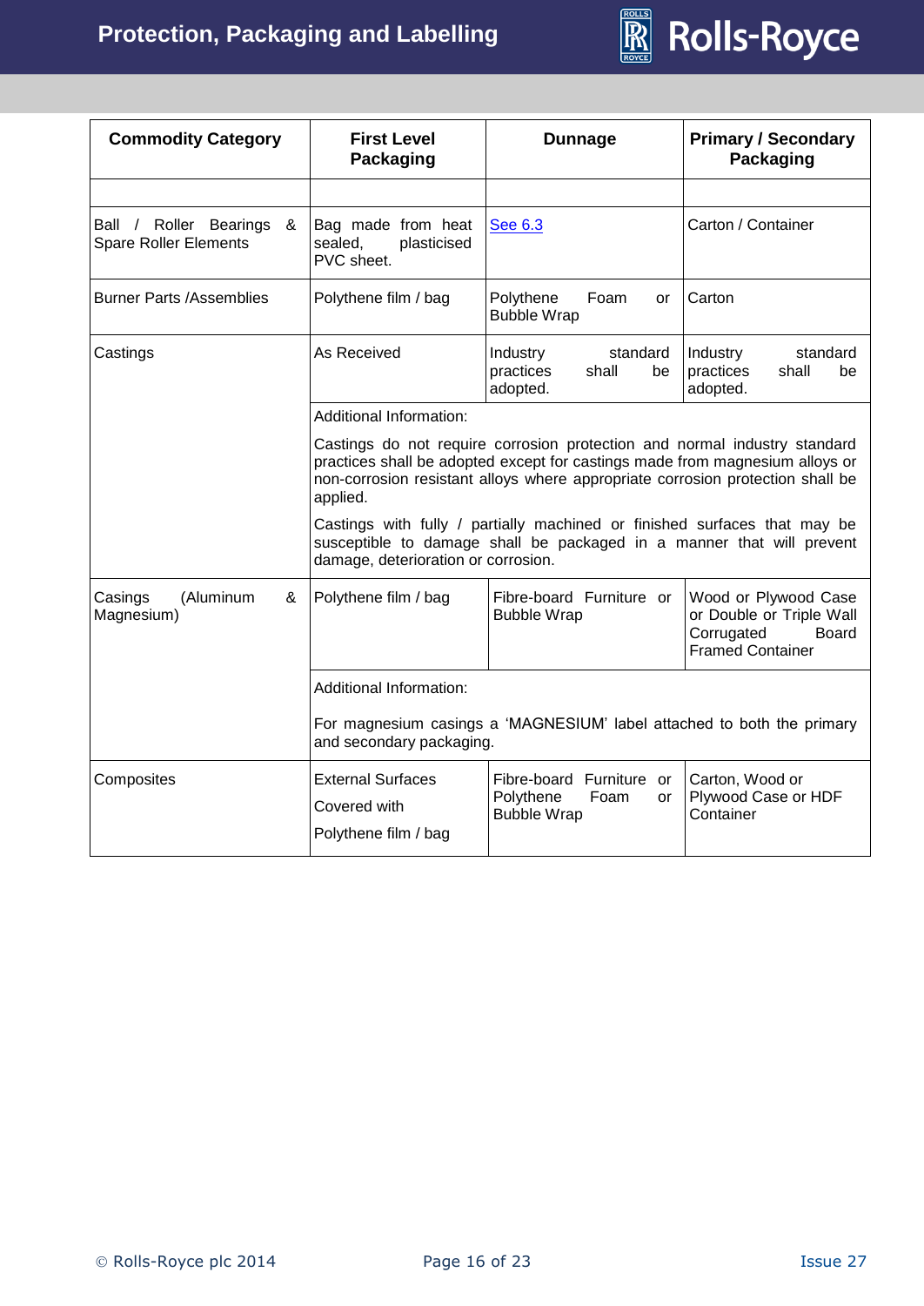| Commodity Category | First Level Packaging | Dunnage | Primary / Secondary Packaging |
|---|---|---|---|
| | | | |
| Ball / Roller Bearings & Spare Roller Elements | Bag made from heat sealed, plasticised PVC sheet. | See 6.3 | Carton / Container |
| Burner Parts /Assemblies | Polythene film / bag | Polythene Foam or Bubble Wrap | Carton |
| Castings | As Received | Industry standard practices shall be adopted. | Industry standard practices shall be adopted. |
| | Additional Information: Castings do not require corrosion protection and normal industry standard practices shall be adopted except for castings made from magnesium alloys or non-corrosion resistant alloys where appropriate corrosion protection shall be applied. Castings with fully / partially machined or finished surfaces that may be susceptible to damage shall be packaged in a manner that will prevent damage, deterioration or corrosion. | | |
| Casings (Aluminum & Magnesium) | Polythene film / bag | Fibre-board Furniture or Bubble Wrap | Wood or Plywood Case or Double or Triple Wall Corrugated Board Framed Container |
| | Additional Information: For magnesium casings a 'MAGNESIUM' label attached to both the primary and secondary packaging. | | |
| Composites | External Surfaces Covered with Polythene film / bag | Fibre-board Furniture or Polythene Foam or Bubble Wrap | Carton, Wood or Plywood Case or HDF Container |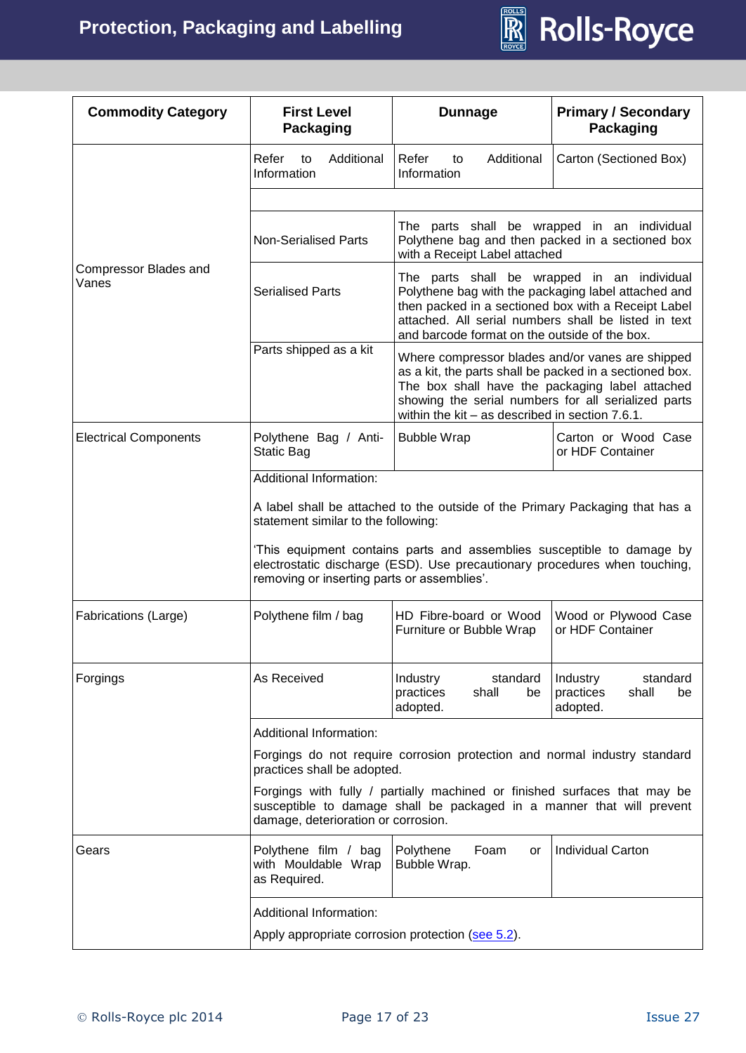| Commodity Category | First Level Packaging | Dunnage | Primary / Secondary Packaging |
|---|---|---|---|
| Compressor Blades and Vanes | Refer to Additional Information | Refer to Additional Information | Carton (Sectioned Box) |
| | | | |
| | Non-Serialised Parts | The parts shall be wrapped in an individual Polythene bag and then packed in a sectioned box with a Receipt Label attached | |
| | Serialised Parts | The parts shall be wrapped in an individual Polythene bag with the packaging label attached and then packed in a sectioned box with a Receipt Label attached. All serial numbers shall be listed in text and barcode format on the outside of the box. | |
| | Parts shipped as a kit | Where compressor blades and/or vanes are shipped as a kit, the parts shall be packed in a sectioned box. The box shall have the packaging label attached showing the serial numbers for all serialized parts within the kit – as described in section 7.6.1. | |
| Electrical Components | Polythene Bag / Anti-Static Bag | Bubble Wrap | Carton or Wood Case or HDF Container |
| | Additional Information:<br><br>A label shall be attached to the outside of the Primary Packaging that has a statement similar to the following:<br><br>'This equipment contains parts and assemblies susceptible to damage by electrostatic discharge (ESD). Use precautionary procedures when touching, removing or inserting parts or assemblies'. | | |
| Fabrications (Large) | Polythene film / bag | HD Fibre-board or Wood Furniture or Bubble Wrap | Wood or Plywood Case or HDF Container |
| Forgings | As Received | Industry standard practices shall be adopted. | Industry standard practices shall be adopted. |
| | Additional Information:<br><br>Forgings do not require corrosion protection and normal industry standard practices shall be adopted.<br><br>Forgings with fully / partially machined or finished surfaces that may be susceptible to damage shall be packaged in a manner that will prevent damage, deterioration or corrosion. | | |
| Gears | Polythene film / bag with Mouldable Wrap as Required. | Polythene Foam or Bubble Wrap. | Individual Carton |
| | Additional Information:<br><br>Apply appropriate corrosion protection (see 5.2). | | |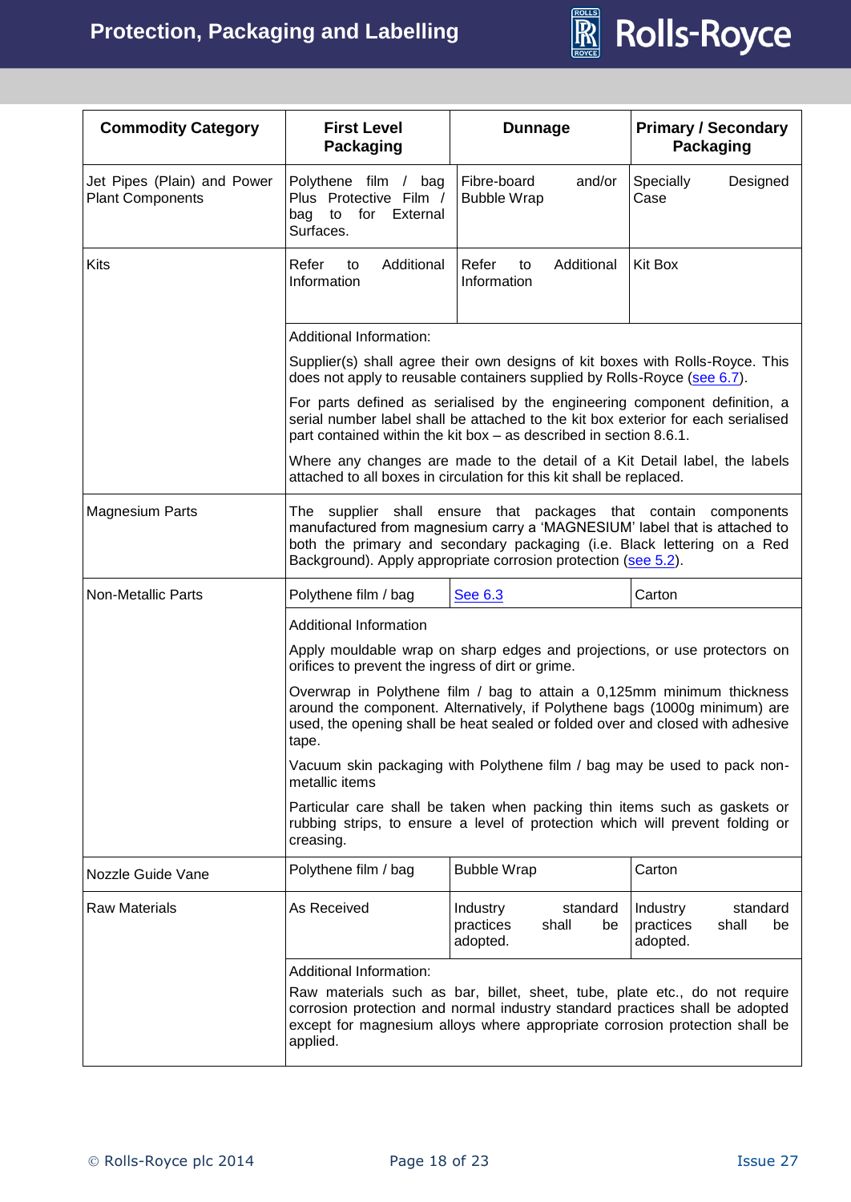| Commodity Category | First Level Packaging | Dunnage | Primary / Secondary Packaging |
|---|---|---|---|
| Jet Pipes (Plain) and Power Plant Components | Polythene film / bag Plus Protective Film / bag to for External Surfaces. | Fibre-board and/or Bubble Wrap | Specially Designed Case |
| Kits | Refer to Additional Information | Refer to Additional Information | Kit Box |
| | Additional Information:<br><br>Supplier(s) shall agree their own designs of kit boxes with Rolls-Royce. This does not apply to reusable containers supplied by Rolls-Royce (see 6.7).<br><br>For parts defined as serialised by the engineering component definition, a serial number label shall be attached to the kit box exterior for each serialised part contained within the kit box – as described in section 8.6.1.<br><br>Where any changes are made to the detail of a Kit Detail label, the labels attached to all boxes in circulation for this kit shall be replaced. | | |
| Magnesium Parts | The supplier shall ensure that packages that contain components manufactured from magnesium carry a 'MAGNESIUM' label that is attached to both the primary and secondary packaging (i.e. Black lettering on a Red Background). Apply appropriate corrosion protection (see 5.2). | | |
| Non-Metallic Parts | Polythene film / bag | See 6.3 | Carton |
| | Additional Information<br><br>Apply mouldable wrap on sharp edges and projections, or use protectors on orifices to prevent the ingress of dirt or grime.<br><br>Overwrap in Polythene film / bag to attain a 0,125mm minimum thickness around the component. Alternatively, if Polythene bags (1000g minimum) are used, the opening shall be heat sealed or folded over and closed with adhesive tape.<br><br>Vacuum skin packaging with Polythene film / bag may be used to pack non-metallic items<br><br>Particular care shall be taken when packing thin items such as gaskets or rubbing strips, to ensure a level of protection which will prevent folding or creasing. | | |
| Nozzle Guide Vane | Polythene film / bag | Bubble Wrap | Carton |
| Raw Materials | As Received | Industry standard practices shall be adopted. | Industry standard practices shall be adopted. |
| | Additional Information:<br><br>Raw materials such as bar, billet, sheet, tube, plate etc., do not require corrosion protection and normal industry standard practices shall be adopted except for magnesium alloys where appropriate corrosion protection shall be applied. | | |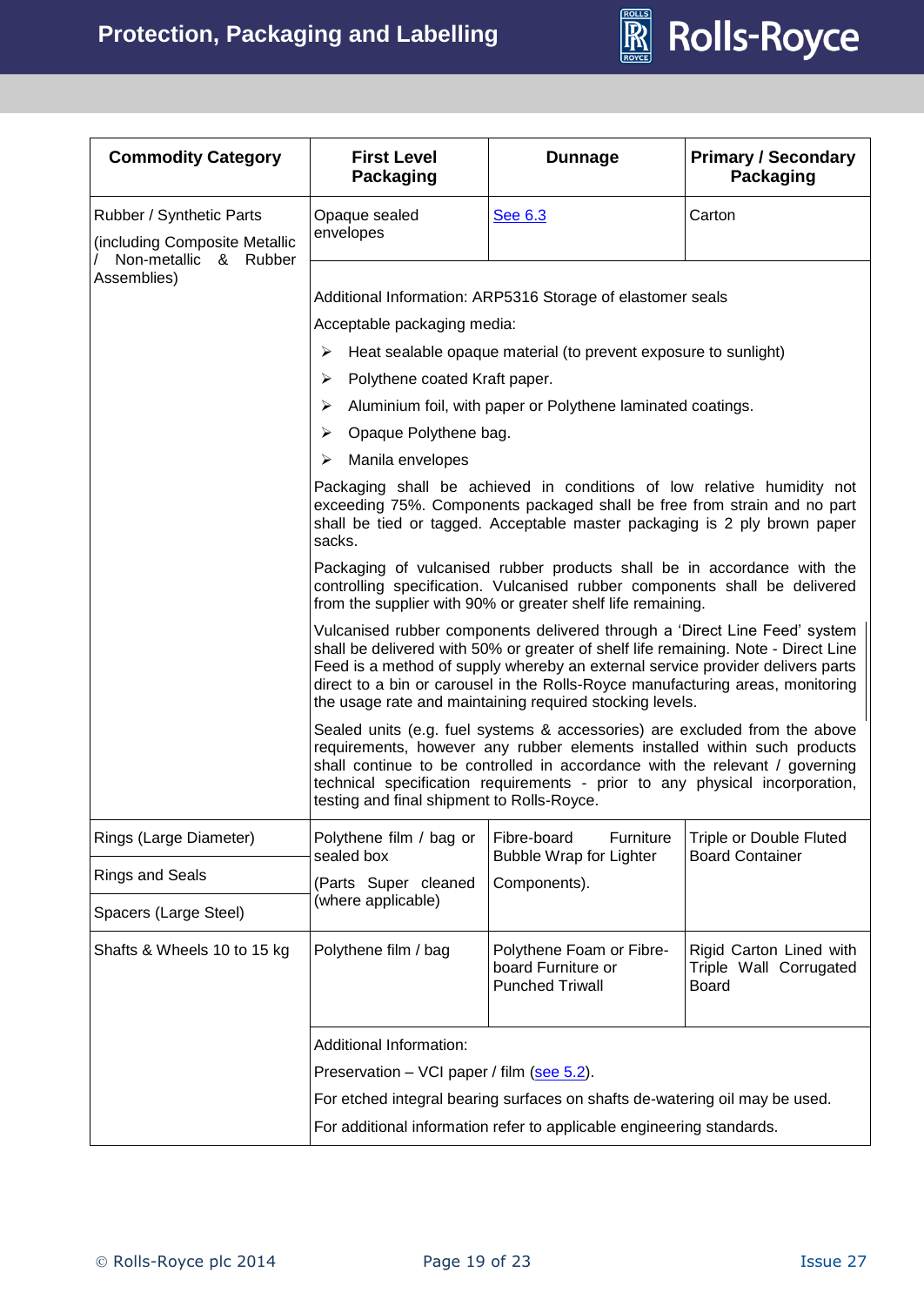| Commodity Category | First Level Packaging | Dunnage | Primary / Secondary Packaging |
|---|---|---|---|
| Rubber / Synthetic Parts<br><br>(including Composite Metallic / Non-metallic & Rubber Assemblies) | Opaque sealed envelopes | See 6.3 | Carton |
| | Additional Information: ARP5316 Storage of elastomer seals<br><br>Acceptable packaging media:<br><br>➢ Heat sealable opaque material (to prevent exposure to sunlight)<br>➢ Polythene coated Kraft paper.<br>➢ Aluminium foil, with paper or Polythene laminated coatings.<br>➢ Opaque Polythene bag.<br>➢ Manila envelopes<br><br>Packaging shall be achieved in conditions of low relative humidity not exceeding 75%. Components packaged shall be free from strain and no part shall be tied or tagged. Acceptable master packaging is 2 ply brown paper sacks.<br><br>Packaging of vulcanised rubber products shall be in accordance with the controlling specification. Vulcanised rubber components shall be delivered from the supplier with 90% or greater shelf life remaining.<br><br>Vulcanised rubber components delivered through a 'Direct Line Feed' system shall be delivered with 50% or greater of shelf life remaining. Note - Direct Line Feed is a method of supply whereby an external service provider delivers parts direct to a bin or carousel in the Rolls-Royce manufacturing areas, monitoring the usage rate and maintaining required stocking levels.<br><br>Sealed units (e.g. fuel systems & accessories) are excluded from the above requirements, however any rubber elements installed within such products shall continue to be controlled in accordance with the relevant / governing technical specification requirements - prior to any physical incorporation, testing and final shipment to Rolls-Royce. | | |
| Rings (Large Diameter)<br><br>Rings and Seals<br><br>Spacers (Large Steel) | Polythene film / bag or sealed box<br><br>(Parts Super cleaned (where applicable) | Fibre-board Furniture Bubble Wrap for Lighter Components). | Triple or Double Fluted Board Container |
| Shafts & Wheels 10 to 15 kg | Polythene film / bag | Polythene Foam or Fibre-board Furniture or Punched Triwall | Rigid Carton Lined with Triple Wall Corrugated Board |
| | Additional Information:<br><br>Preservation – VCI paper / film (see 5.2).<br><br>For etched integral bearing surfaces on shafts de-watering oil may be used.<br><br>For additional information refer to applicable engineering standards. | | |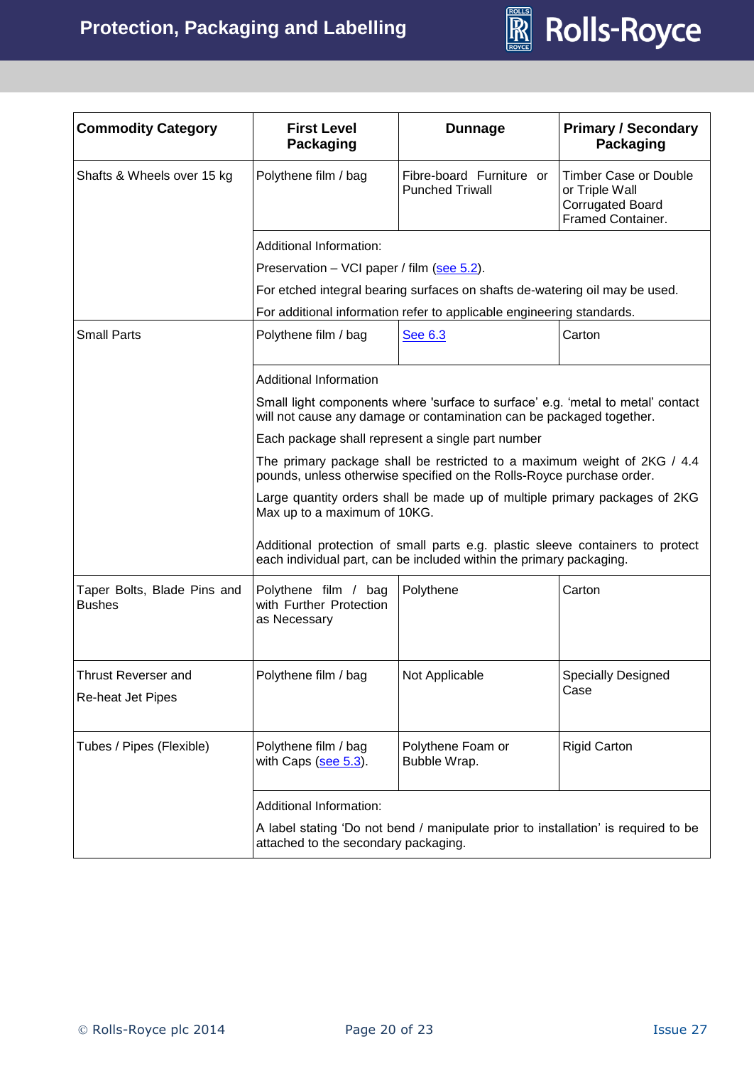| Commodity Category | First Level Packaging | Dunnage | Primary / Secondary Packaging |
|---|---|---|---|
| Shafts & Wheels over 15 kg | Polythene film / bag | Fibre-board Furniture or Punched Triwall | Timber Case or Double or Triple Wall Corrugated Board Framed Container. |
| | Additional Information:<br>Preservation – VCI paper / film (see 5.2).<br>For etched integral bearing surfaces on shafts de-watering oil may be used.<br>For additional information refer to applicable engineering standards. | | |
| Small Parts | Polythene film / bag | See 6.3 | Carton |
| | Additional Information<br>Small light components where 'surface to surface' e.g. 'metal to metal' contact will not cause any damage or contamination can be packaged together.<br>Each package shall represent a single part number<br>The primary package shall be restricted to a maximum weight of 2KG / 4.4 pounds, unless otherwise specified on the Rolls-Royce purchase order.<br>Large quantity orders shall be made up of multiple primary packages of 2KG Max up to a maximum of 10KG.<br>Additional protection of small parts e.g. plastic sleeve containers to protect each individual part, can be included within the primary packaging. | | |
| Taper Bolts, Blade Pins and Bushes | Polythene film / bag with Further Protection as Necessary | Polythene | Carton |
| Thrust Reverser and Re-heat Jet Pipes | Polythene film / bag | Not Applicable | Specially Designed Case |
| Tubes / Pipes (Flexible) | Polythene film / bag with Caps (see 5.3). | Polythene Foam or Bubble Wrap. | Rigid Carton |
| | Additional Information:<br>A label stating 'Do not bend / manipulate prior to installation' is required to be attached to the secondary packaging. | | |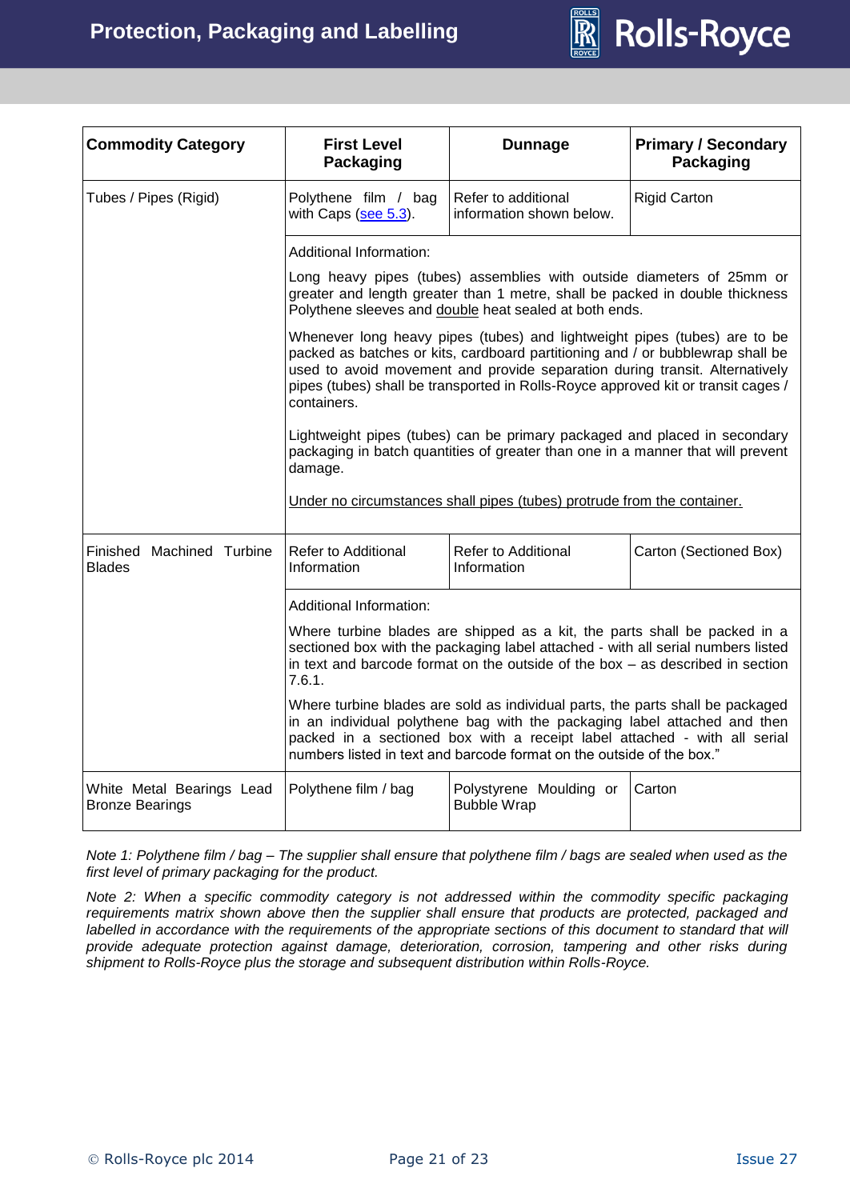| Commodity Category | First Level Packaging | Dunnage | Primary / Secondary Packaging |
|---|---|---|---|
| Tubes / Pipes (Rigid) | Polythene film / bag with Caps (see 5.3). | Refer to additional information shown below. | Rigid Carton |
| | Additional Information:<br><br>Long heavy pipes (tubes) assemblies with outside diameters of 25mm or greater and length greater than 1 metre, shall be packed in double thickness Polythene sleeves and double heat sealed at both ends.<br><br>Whenever long heavy pipes (tubes) and lightweight pipes (tubes) are to be packed as batches or kits, cardboard partitioning and / or bubblewrap shall be used to avoid movement and provide separation during transit. Alternatively pipes (tubes) shall be transported in Rolls-Royce approved kit or transit cages / containers.<br><br>Lightweight pipes (tubes) can be primary packaged and placed in secondary packaging in batch quantities of greater than one in a manner that will prevent damage.<br><br>Under no circumstances shall pipes (tubes) protrude from the container. | | |
| Finished Machined Turbine Blades | Refer to Additional Information | Refer to Additional Information | Carton (Sectioned Box) |
| | Additional Information:<br><br>Where turbine blades are shipped as a kit, the parts shall be packed in a sectioned box with the packaging label attached - with all serial numbers listed in text and barcode format on the outside of the box – as described in section 7.6.1.<br><br>Where turbine blades are sold as individual parts, the parts shall be packaged in an individual polythene bag with the packaging label attached and then packed in a sectioned box with a receipt label attached - with all serial numbers listed in text and barcode format on the outside of the box." | | |
| White Metal Bearings Lead Bronze Bearings | Polythene film / bag | Polystyrene Moulding or Bubble Wrap | Carton |

*Note 1: Polythene film / bag – The supplier shall ensure that polythene film / bags are sealed when used as the first level of primary packaging for the product.*

*Note 2: When a specific commodity category is not addressed within the commodity specific packaging requirements matrix shown above then the supplier shall ensure that products are protected, packaged and labelled in accordance with the requirements of the appropriate sections of this document to standard that will provide adequate protection against damage, deterioration, corrosion, tampering and other risks during shipment to Rolls-Royce plus the storage and subsequent distribution within Rolls-Royce.*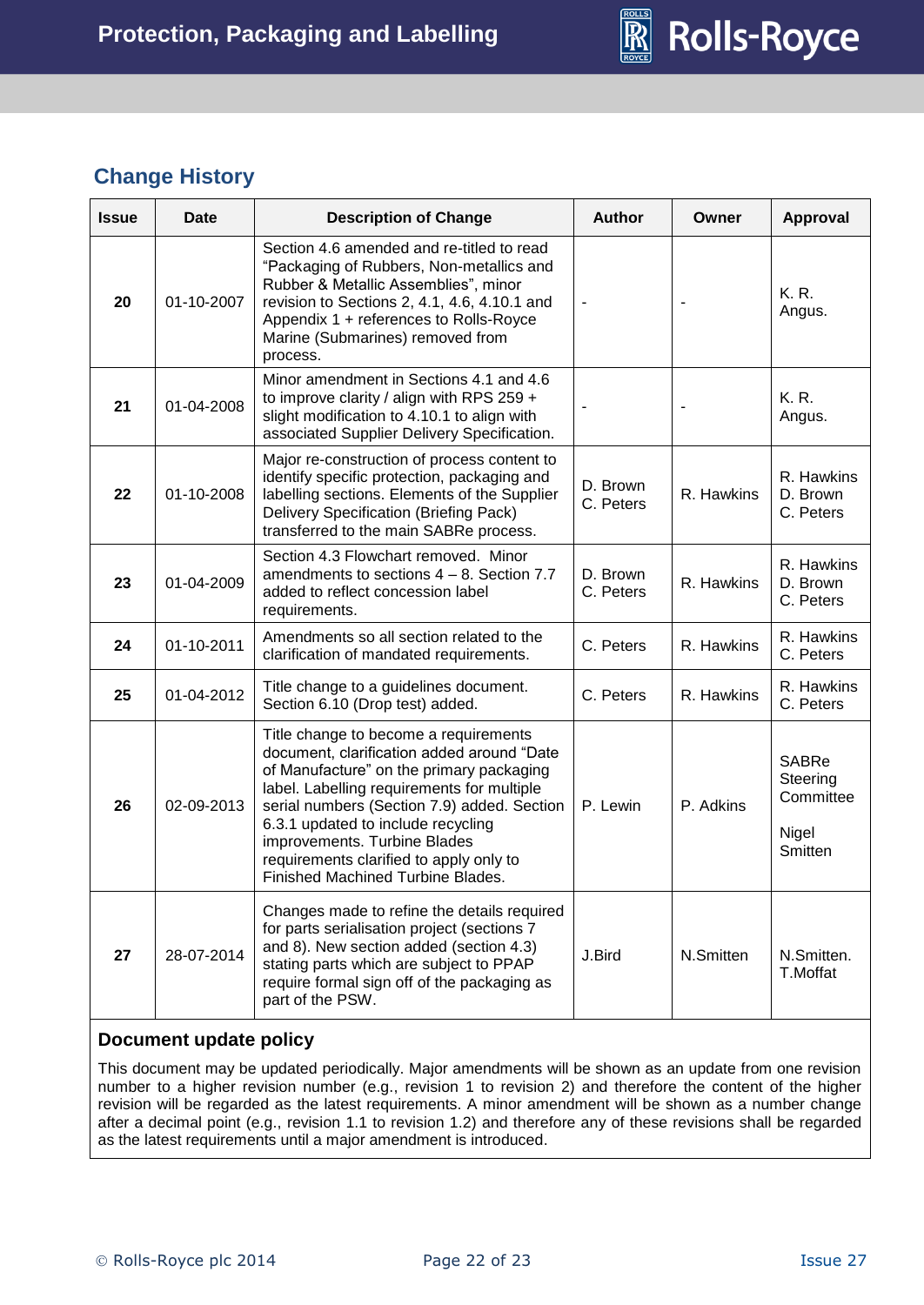## Change History

| Issue | Date | Description of Change | Author | Owner | Approval |
|---|---|---|---|---|---|
| **20** | 01-10-2007 | Section 4.6 amended and re-titled to read "Packaging of Rubbers, Non-metallics and Rubber & Metallic Assemblies", minor revision to Sections 2, 4.1, 4.6, 4.10.1 and Appendix 1 + references to Rolls-Royce Marine (Submarines) removed from process. | - | - | K. R. Angus. |
| **21** | 01-04-2008 | Minor amendment in Sections 4.1 and 4.6 to improve clarity / align with RPS 259 + slight modification to 4.10.1 to align with associated Supplier Delivery Specification. | - | - | K. R. Angus. |
| **22** | 01-10-2008 | Major re-construction of process content to identify specific protection, packaging and labelling sections. Elements of the Supplier Delivery Specification (Briefing Pack) transferred to the main SABRe process. | D. Brown C. Peters | R. Hawkins | R. Hawkins D. Brown C. Peters |
| **23** | 01-04-2009 | Section 4.3 Flowchart removed. Minor amendments to sections 4 – 8. Section 7.7 added to reflect concession label requirements. | D. Brown C. Peters | R. Hawkins | R. Hawkins D. Brown C. Peters |
| **24** | 01-10-2011 | Amendments so all section related to the clarification of mandated requirements. | C. Peters | R. Hawkins | R. Hawkins C. Peters |
| **25** | 01-04-2012 | Title change to a guidelines document. Section 6.10 (Drop test) added. | C. Peters | R. Hawkins | R. Hawkins C. Peters |
| **26** | 02-09-2013 | Title change to become a requirements document, clarification added around "Date of Manufacture" on the primary packaging label. Labelling requirements for multiple serial numbers (Section 7.9) added. Section 6.3.1 updated to include recycling improvements. Turbine Blades requirements clarified to apply only to Finished Machined Turbine Blades. | P. Lewin | P. Adkins | SABRe Steering Committee<br><br>Nigel Smitten |
| **27** | 28-07-2014 | Changes made to refine the details required for parts serialisation project (sections 7 and 8). New section added (section 4.3) stating parts which are subject to PPAP require formal sign off of the packaging as part of the PSW. | J.Bird | N.Smitten | N.Smitten. T.Moffat |

### Document update policy

This document may be updated periodically. Major amendments will be shown as an update from one revision number to a higher revision number (e.g., revision 1 to revision 2) and therefore the content of the higher revision will be regarded as the latest requirements. A minor amendment will be shown as a number change after a decimal point (e.g., revision 1.1 to revision 1.2) and therefore any of these revisions shall be regarded as the latest requirements until a major amendment is introduced.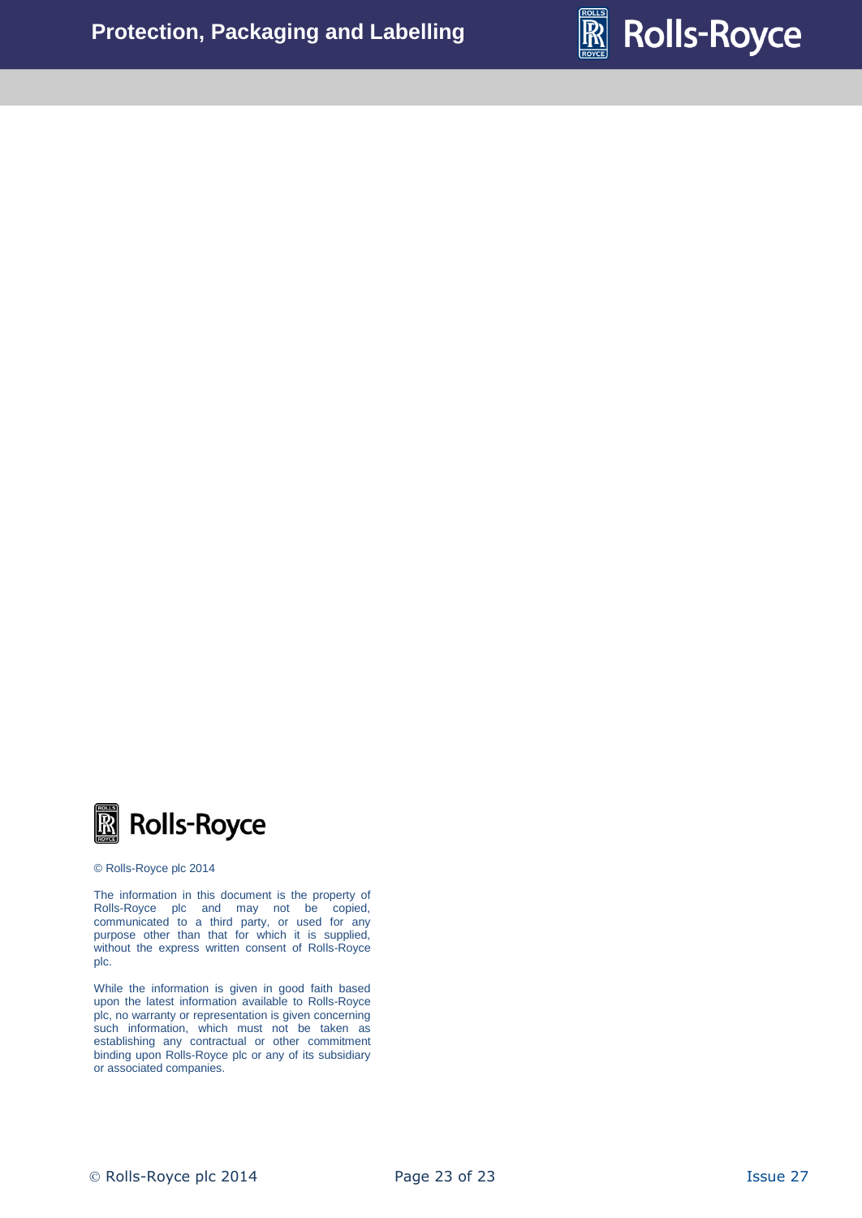Rolls-Royce

© Rolls-Royce plc 2014

The information in this document is the property of Rolls-Royce plc and may not be copied, communicated to a third party, or used for any purpose other than that for which it is supplied, without the express written consent of Rolls-Royce plc.

While the information is given in good faith based upon the latest information available to Rolls-Royce plc, no warranty or representation is given concerning such information, which must not be taken as establishing any contractual or other commitment binding upon Rolls-Royce plc or any of its subsidiary or associated companies.